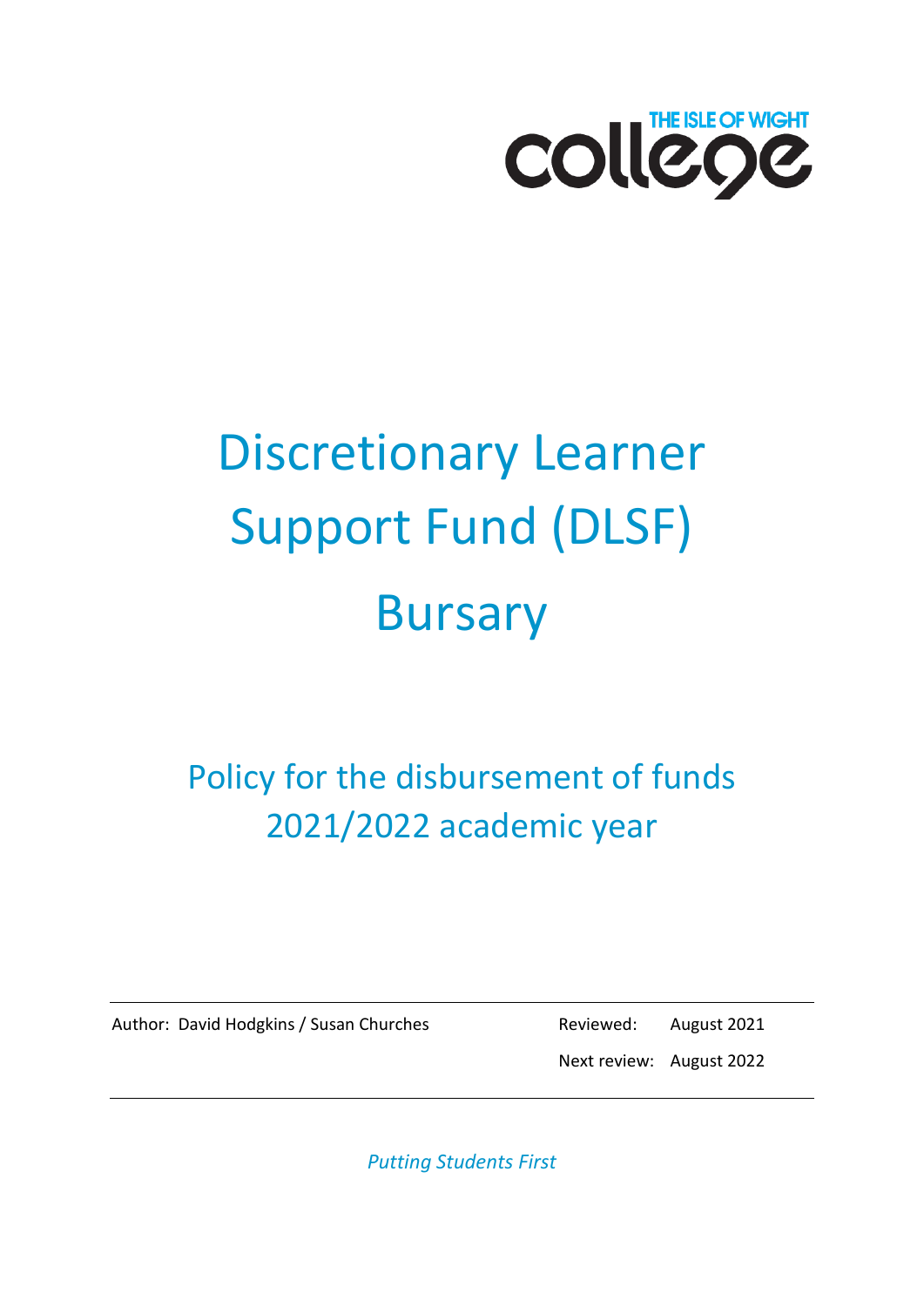THE ISLE OF WIGHT college

# Discretionary Learner Support Fund (DLSF) Bursary

## Policy for the disbursement of funds 2021/2022 academic year

| Author: David Hodgkins / Susan Churches | Reviewed: | August 2021 |
| --- | --- | --- |
| | Next review: | August 2022 |

*Putting Students First*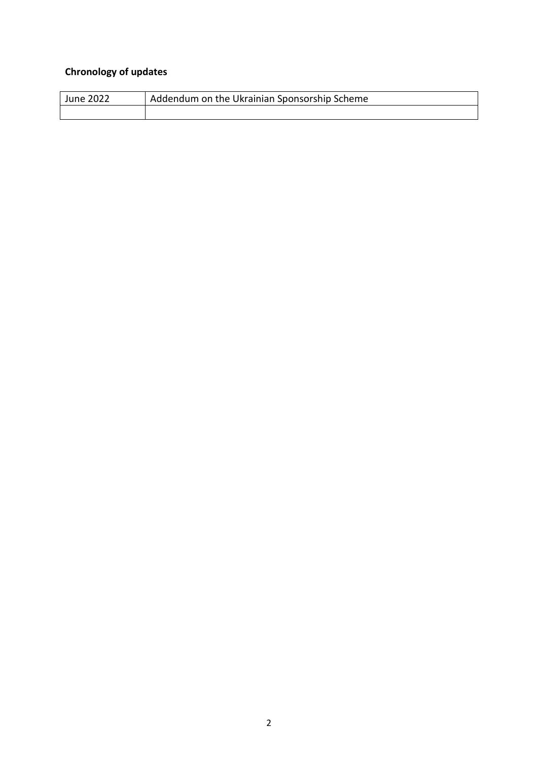**Chronology of updates**

| June 2022 | Addendum on the Ukrainian Sponsorship Scheme |
|---|---|
| | |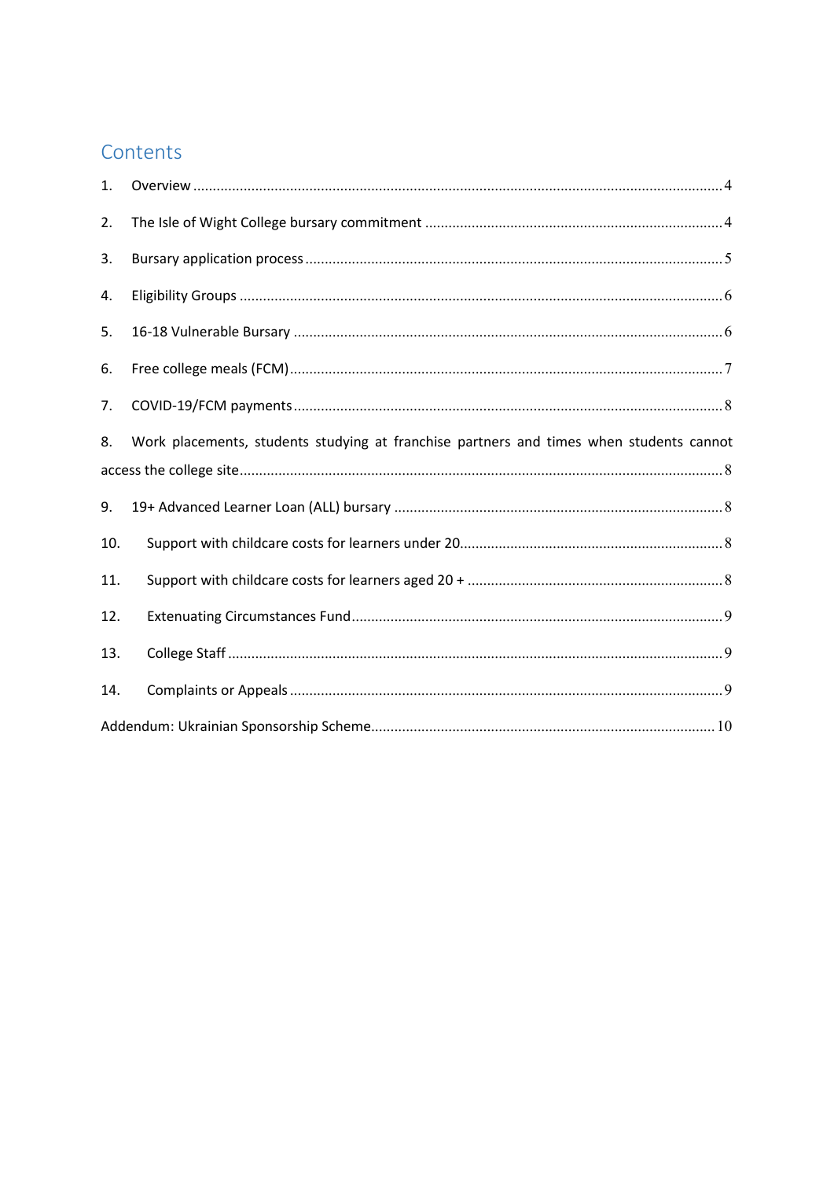## Contents

1. Overview ....................................................................................................................................4
2. The Isle of Wight College bursary commitment .........................................................................4
3. Bursary application process .......................................................................................................5
4. Eligibility Groups ........................................................................................................................6
5. 16-18 Vulnerable Bursary ...........................................................................................................6
6. Free college meals (FCM)...........................................................................................................7
7. COVID-19/FCM payments ..........................................................................................................8
8. Work placements, students studying at franchise partners and times when students cannot access the college site ..................................................................................................................8
9. 19+ Advanced Learner Loan (ALL) bursary .................................................................................8
10. Support with childcare costs for learners under 20..................................................................8
11. Support with childcare costs for learners aged 20 + ................................................................8
12. Extenuating Circumstances Fund..............................................................................................9
13. College Staff .............................................................................................................................9
14. Complaints or Appeals .............................................................................................................9

Addendum: Ukrainian Sponsorship Scheme.....................................................................................10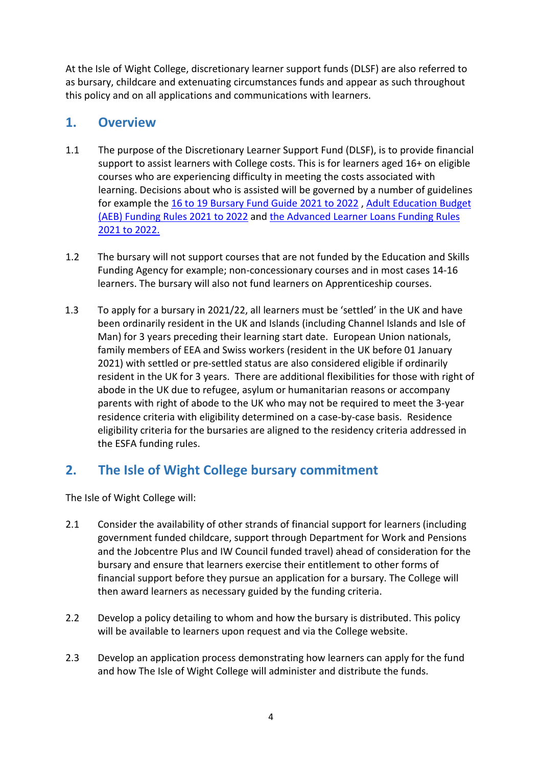At the Isle of Wight College, discretionary learner support funds (DLSF) are also referred to as bursary, childcare and extenuating circumstances funds and appear as such throughout this policy and on all applications and communications with learners.

## 1. Overview

1.1 The purpose of the Discretionary Learner Support Fund (DLSF), is to provide financial support to assist learners with College costs. This is for learners aged 16+ on eligible courses who are experiencing difficulty in meeting the costs associated with learning. Decisions about who is assisted will be governed by a number of guidelines for example the 16 to 19 Bursary Fund Guide 2021 to 2022 , Adult Education Budget (AEB) Funding Rules 2021 to 2022 and the Advanced Learner Loans Funding Rules 2021 to 2022.

1.2 The bursary will not support courses that are not funded by the Education and Skills Funding Agency for example; non-concessionary courses and in most cases 14-16 learners. The bursary will also not fund learners on Apprenticeship courses.

1.3 To apply for a bursary in 2021/22, all learners must be 'settled' in the UK and have been ordinarily resident in the UK and Islands (including Channel Islands and Isle of Man) for 3 years preceding their learning start date. European Union nationals, family members of EEA and Swiss workers (resident in the UK before 01 January 2021) with settled or pre-settled status are also considered eligible if ordinarily resident in the UK for 3 years. There are additional flexibilities for those with right of abode in the UK due to refugee, asylum or humanitarian reasons or accompany parents with right of abode to the UK who may not be required to meet the 3-year residence criteria with eligibility determined on a case-by-case basis. Residence eligibility criteria for the bursaries are aligned to the residency criteria addressed in the ESFA funding rules.

## 2. The Isle of Wight College bursary commitment

The Isle of Wight College will:

2.1 Consider the availability of other strands of financial support for learners (including government funded childcare, support through Department for Work and Pensions and the Jobcentre Plus and IW Council funded travel) ahead of consideration for the bursary and ensure that learners exercise their entitlement to other forms of financial support before they pursue an application for a bursary. The College will then award learners as necessary guided by the funding criteria.

2.2 Develop a policy detailing to whom and how the bursary is distributed. This policy will be available to learners upon request and via the College website.

2.3 Develop an application process demonstrating how learners can apply for the fund and how The Isle of Wight College will administer and distribute the funds.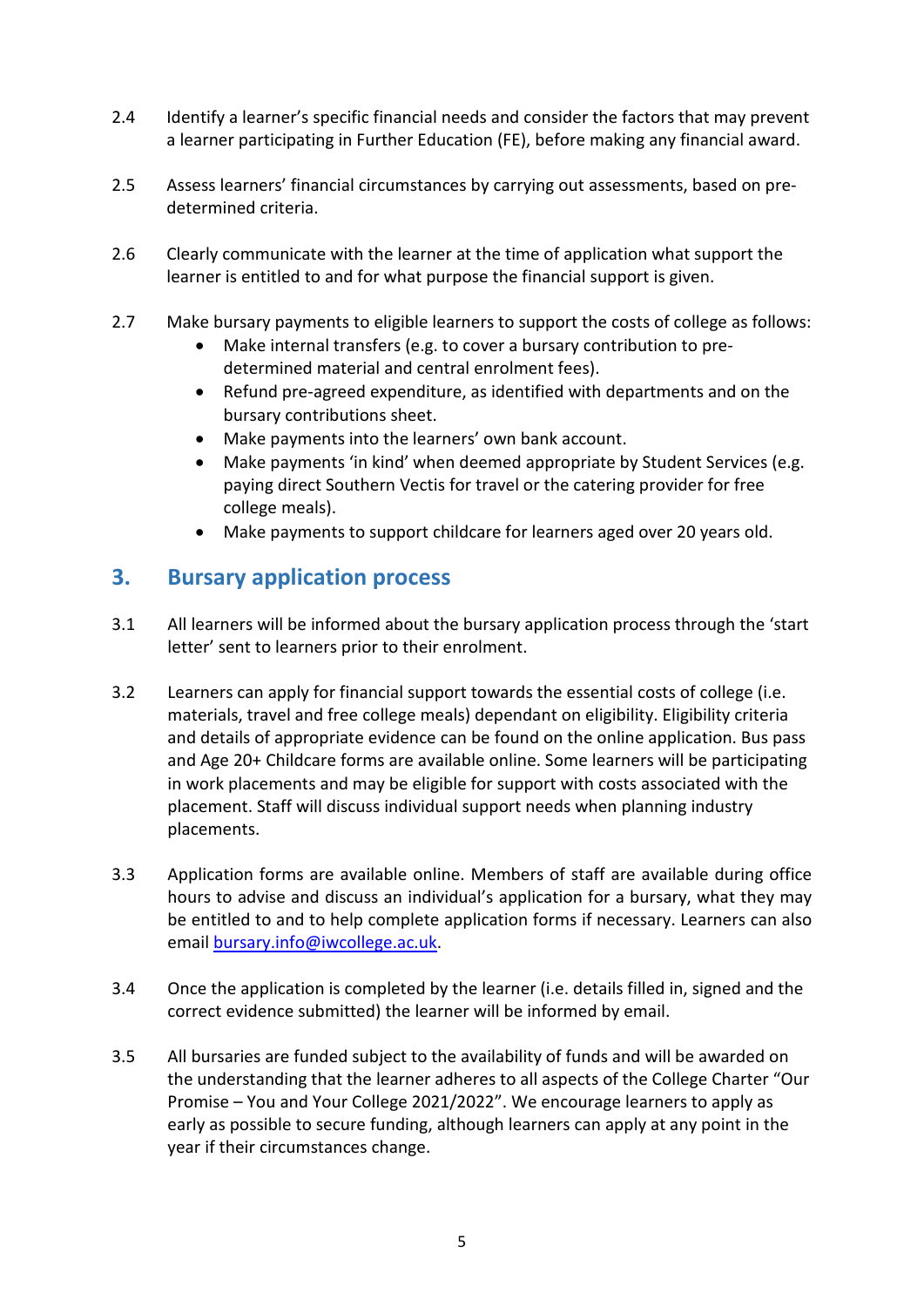2.4 Identify a learner's specific financial needs and consider the factors that may prevent a learner participating in Further Education (FE), before making any financial award.

2.5 Assess learners' financial circumstances by carrying out assessments, based on pre-determined criteria.

2.6 Clearly communicate with the learner at the time of application what support the learner is entitled to and for what purpose the financial support is given.

2.7 Make bursary payments to eligible learners to support the costs of college as follows:

- Make internal transfers (e.g. to cover a bursary contribution to pre-determined material and central enrolment fees).
- Refund pre-agreed expenditure, as identified with departments and on the bursary contributions sheet.
- Make payments into the learners' own bank account.
- Make payments 'in kind' when deemed appropriate by Student Services (e.g. paying direct Southern Vectis for travel or the catering provider for free college meals).
- Make payments to support childcare for learners aged over 20 years old.

## 3. Bursary application process

3.1 All learners will be informed about the bursary application process through the 'start letter' sent to learners prior to their enrolment.

3.2 Learners can apply for financial support towards the essential costs of college (i.e. materials, travel and free college meals) dependant on eligibility. Eligibility criteria and details of appropriate evidence can be found on the online application. Bus pass and Age 20+ Childcare forms are available online. Some learners will be participating in work placements and may be eligible for support with costs associated with the placement. Staff will discuss individual support needs when planning industry placements.

3.3 Application forms are available online. Members of staff are available during office hours to advise and discuss an individual's application for a bursary, what they may be entitled to and to help complete application forms if necessary. Learners can also email bursary.info@iwcollege.ac.uk.

3.4 Once the application is completed by the learner (i.e. details filled in, signed and the correct evidence submitted) the learner will be informed by email.

3.5 All bursaries are funded subject to the availability of funds and will be awarded on the understanding that the learner adheres to all aspects of the College Charter "Our Promise – You and Your College 2021/2022". We encourage learners to apply as early as possible to secure funding, although learners can apply at any point in the year if their circumstances change.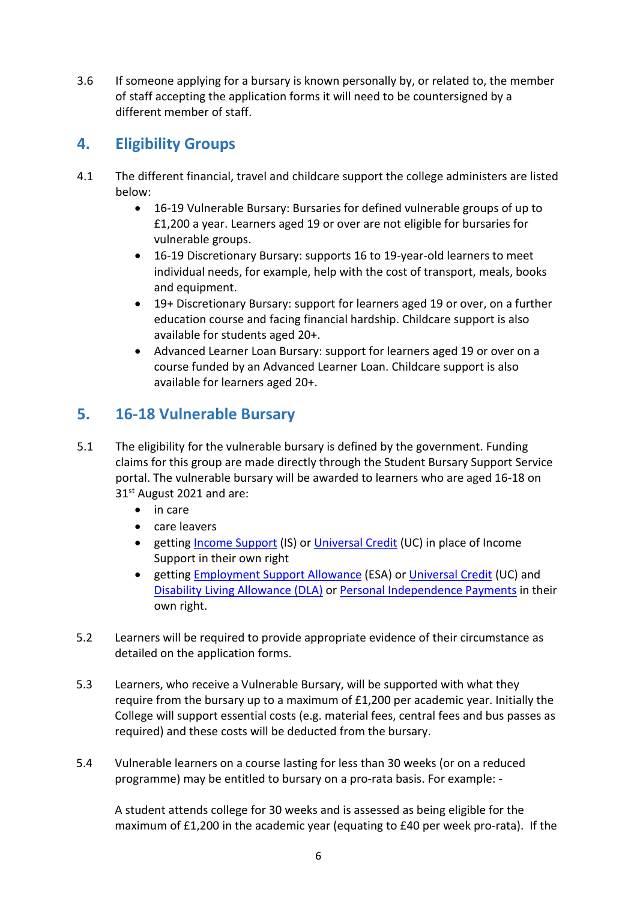3.6 If someone applying for a bursary is known personally by, or related to, the member of staff accepting the application forms it will need to be countersigned by a different member of staff.

## 4. Eligibility Groups

4.1 The different financial, travel and childcare support the college administers are listed below:

- 16-19 Vulnerable Bursary: Bursaries for defined vulnerable groups of up to £1,200 a year. Learners aged 19 or over are not eligible for bursaries for vulnerable groups.
- 16-19 Discretionary Bursary: supports 16 to 19-year-old learners to meet individual needs, for example, help with the cost of transport, meals, books and equipment.
- 19+ Discretionary Bursary: support for learners aged 19 or over, on a further education course and facing financial hardship. Childcare support is also available for students aged 20+.
- Advanced Learner Loan Bursary: support for learners aged 19 or over on a course funded by an Advanced Learner Loan. Childcare support is also available for learners aged 20+.

## 5. 16-18 Vulnerable Bursary

5.1 The eligibility for the vulnerable bursary is defined by the government. Funding claims for this group are made directly through the Student Bursary Support Service portal. The vulnerable bursary will be awarded to learners who are aged 16-18 on 31st August 2021 and are:

- in care
- care leavers
- getting Income Support (IS) or Universal Credit (UC) in place of Income Support in their own right
- getting Employment Support Allowance (ESA) or Universal Credit (UC) and Disability Living Allowance (DLA) or Personal Independence Payments in their own right.

5.2 Learners will be required to provide appropriate evidence of their circumstance as detailed on the application forms.

5.3 Learners, who receive a Vulnerable Bursary, will be supported with what they require from the bursary up to a maximum of £1,200 per academic year. Initially the College will support essential costs (e.g. material fees, central fees and bus passes as required) and these costs will be deducted from the bursary.

5.4 Vulnerable learners on a course lasting for less than 30 weeks (or on a reduced programme) may be entitled to bursary on a pro-rata basis. For example: -

A student attends college for 30 weeks and is assessed as being eligible for the maximum of £1,200 in the academic year (equating to £40 per week pro-rata). If the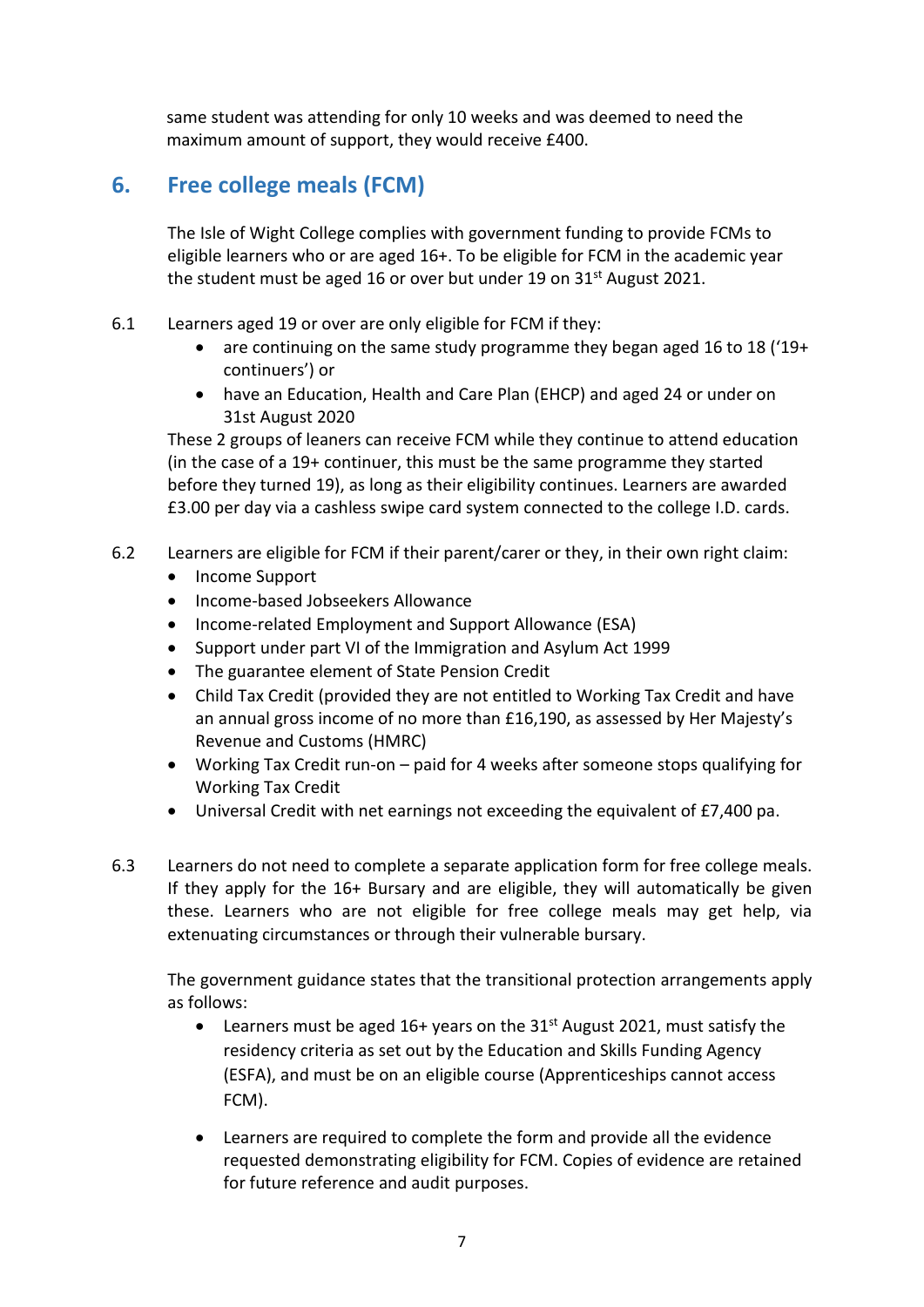same student was attending for only 10 weeks and was deemed to need the maximum amount of support, they would receive £400.

## 6. Free college meals (FCM)

The Isle of Wight College complies with government funding to provide FCMs to eligible learners who or are aged 16+. To be eligible for FCM in the academic year the student must be aged 16 or over but under 19 on 31st August 2021.

6.1 Learners aged 19 or over are only eligible for FCM if they:

- are continuing on the same study programme they began aged 16 to 18 ('19+ continuers') or
- have an Education, Health and Care Plan (EHCP) and aged 24 or under on 31st August 2020

These 2 groups of leaners can receive FCM while they continue to attend education (in the case of a 19+ continuer, this must be the same programme they started before they turned 19), as long as their eligibility continues. Learners are awarded £3.00 per day via a cashless swipe card system connected to the college I.D. cards.

6.2 Learners are eligible for FCM if their parent/carer or they, in their own right claim:

- Income Support
- Income-based Jobseekers Allowance
- Income-related Employment and Support Allowance (ESA)
- Support under part VI of the Immigration and Asylum Act 1999
- The guarantee element of State Pension Credit
- Child Tax Credit (provided they are not entitled to Working Tax Credit and have an annual gross income of no more than £16,190, as assessed by Her Majesty's Revenue and Customs (HMRC)
- Working Tax Credit run-on – paid for 4 weeks after someone stops qualifying for Working Tax Credit
- Universal Credit with net earnings not exceeding the equivalent of £7,400 pa.

6.3 Learners do not need to complete a separate application form for free college meals. If they apply for the 16+ Bursary and are eligible, they will automatically be given these. Learners who are not eligible for free college meals may get help, via extenuating circumstances or through their vulnerable bursary.

The government guidance states that the transitional protection arrangements apply as follows:

- Learners must be aged 16+ years on the 31st August 2021, must satisfy the residency criteria as set out by the Education and Skills Funding Agency (ESFA), and must be on an eligible course (Apprenticeships cannot access FCM).
- Learners are required to complete the form and provide all the evidence requested demonstrating eligibility for FCM. Copies of evidence are retained for future reference and audit purposes.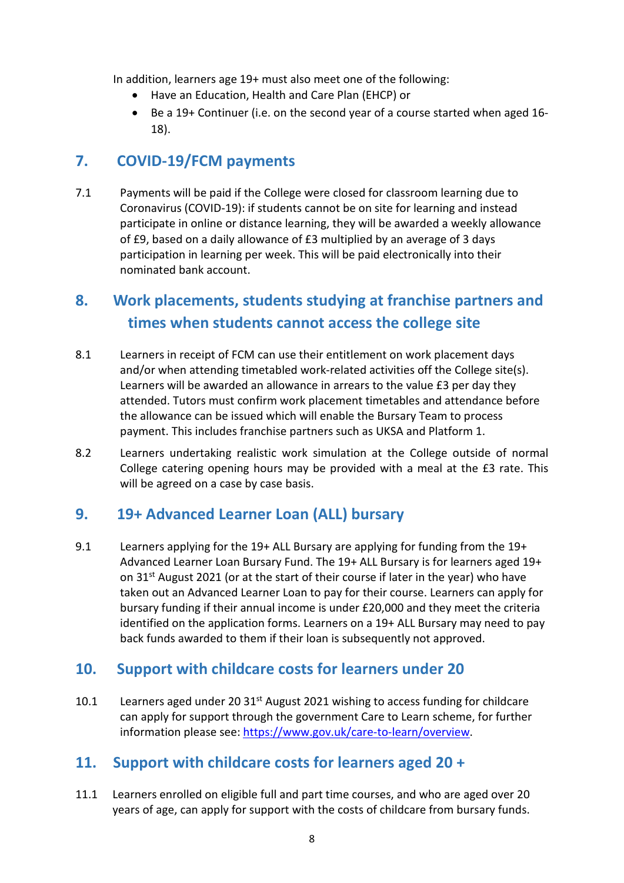In addition, learners age 19+ must also meet one of the following:

- Have an Education, Health and Care Plan (EHCP) or
- Be a 19+ Continuer (i.e. on the second year of a course started when aged 16-18).

## 7. COVID-19/FCM payments

7.1 Payments will be paid if the College were closed for classroom learning due to Coronavirus (COVID-19): if students cannot be on site for learning and instead participate in online or distance learning, they will be awarded a weekly allowance of £9, based on a daily allowance of £3 multiplied by an average of 3 days participation in learning per week. This will be paid electronically into their nominated bank account.

## 8. Work placements, students studying at franchise partners and times when students cannot access the college site

8.1 Learners in receipt of FCM can use their entitlement on work placement days and/or when attending timetabled work-related activities off the College site(s). Learners will be awarded an allowance in arrears to the value £3 per day they attended. Tutors must confirm work placement timetables and attendance before the allowance can be issued which will enable the Bursary Team to process payment. This includes franchise partners such as UKSA and Platform 1.

8.2 Learners undertaking realistic work simulation at the College outside of normal College catering opening hours may be provided with a meal at the £3 rate. This will be agreed on a case by case basis.

## 9. 19+ Advanced Learner Loan (ALL) bursary

9.1 Learners applying for the 19+ ALL Bursary are applying for funding from the 19+ Advanced Learner Loan Bursary Fund. The 19+ ALL Bursary is for learners aged 19+ on 31st August 2021 (or at the start of their course if later in the year) who have taken out an Advanced Learner Loan to pay for their course. Learners can apply for bursary funding if their annual income is under £20,000 and they meet the criteria identified on the application forms. Learners on a 19+ ALL Bursary may need to pay back funds awarded to them if their loan is subsequently not approved.

## 10. Support with childcare costs for learners under 20

10.1 Learners aged under 20 31st August 2021 wishing to access funding for childcare can apply for support through the government Care to Learn scheme, for further information please see: [https://www.gov.uk/care-to-learn/overview](https://www.gov.uk/care-to-learn/overview).

## 11. Support with childcare costs for learners aged 20 +

11.1 Learners enrolled on eligible full and part time courses, and who are aged over 20 years of age, can apply for support with the costs of childcare from bursary funds.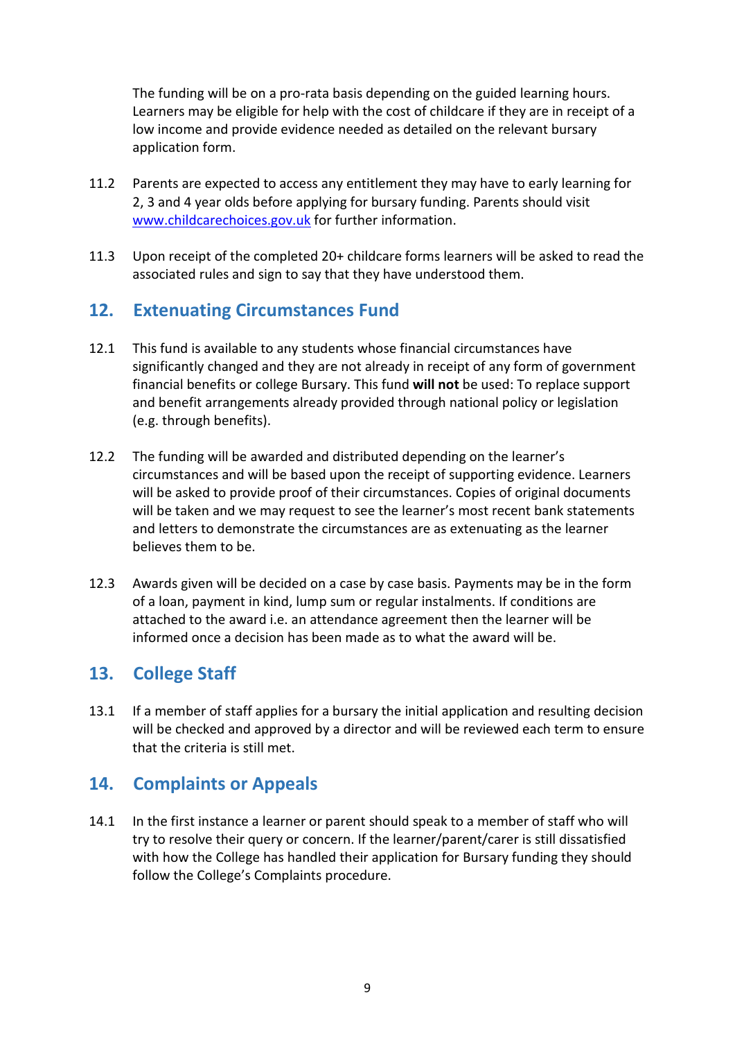The funding will be on a pro-rata basis depending on the guided learning hours. Learners may be eligible for help with the cost of childcare if they are in receipt of a low income and provide evidence needed as detailed on the relevant bursary application form.

11.2 Parents are expected to access any entitlement they may have to early learning for 2, 3 and 4 year olds before applying for bursary funding. Parents should visit [www.childcarechoices.gov.uk](http://www.childcarechoices.gov.uk) for further information.

11.3 Upon receipt of the completed 20+ childcare forms learners will be asked to read the associated rules and sign to say that they have understood them.

## 12. Extenuating Circumstances Fund

12.1 This fund is available to any students whose financial circumstances have significantly changed and they are not already in receipt of any form of government financial benefits or college Bursary. This fund **will not** be used: To replace support and benefit arrangements already provided through national policy or legislation (e.g. through benefits).

12.2 The funding will be awarded and distributed depending on the learner's circumstances and will be based upon the receipt of supporting evidence. Learners will be asked to provide proof of their circumstances. Copies of original documents will be taken and we may request to see the learner's most recent bank statements and letters to demonstrate the circumstances are as extenuating as the learner believes them to be.

12.3 Awards given will be decided on a case by case basis. Payments may be in the form of a loan, payment in kind, lump sum or regular instalments. If conditions are attached to the award i.e. an attendance agreement then the learner will be informed once a decision has been made as to what the award will be.

## 13. College Staff

13.1 If a member of staff applies for a bursary the initial application and resulting decision will be checked and approved by a director and will be reviewed each term to ensure that the criteria is still met.

## 14. Complaints or Appeals

14.1 In the first instance a learner or parent should speak to a member of staff who will try to resolve their query or concern. If the learner/parent/carer is still dissatisfied with how the College has handled their application for Bursary funding they should follow the College's Complaints procedure.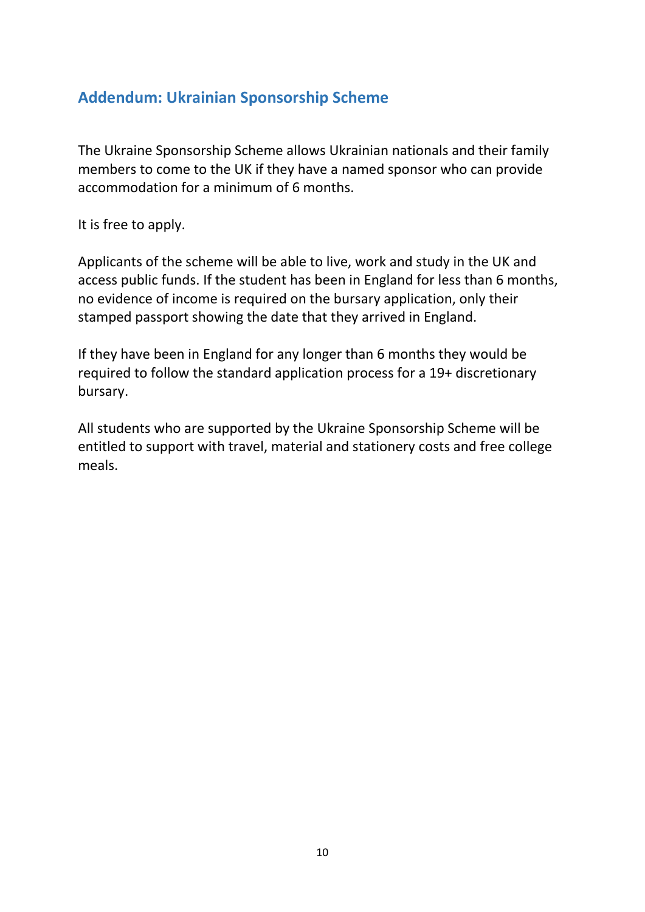## Addendum: Ukrainian Sponsorship Scheme

The Ukraine Sponsorship Scheme allows Ukrainian nationals and their family members to come to the UK if they have a named sponsor who can provide accommodation for a minimum of 6 months.

It is free to apply.

Applicants of the scheme will be able to live, work and study in the UK and access public funds. If the student has been in England for less than 6 months, no evidence of income is required on the bursary application, only their stamped passport showing the date that they arrived in England.

If they have been in England for any longer than 6 months they would be required to follow the standard application process for a 19+ discretionary bursary.

All students who are supported by the Ukraine Sponsorship Scheme will be entitled to support with travel, material and stationery costs and free college meals.